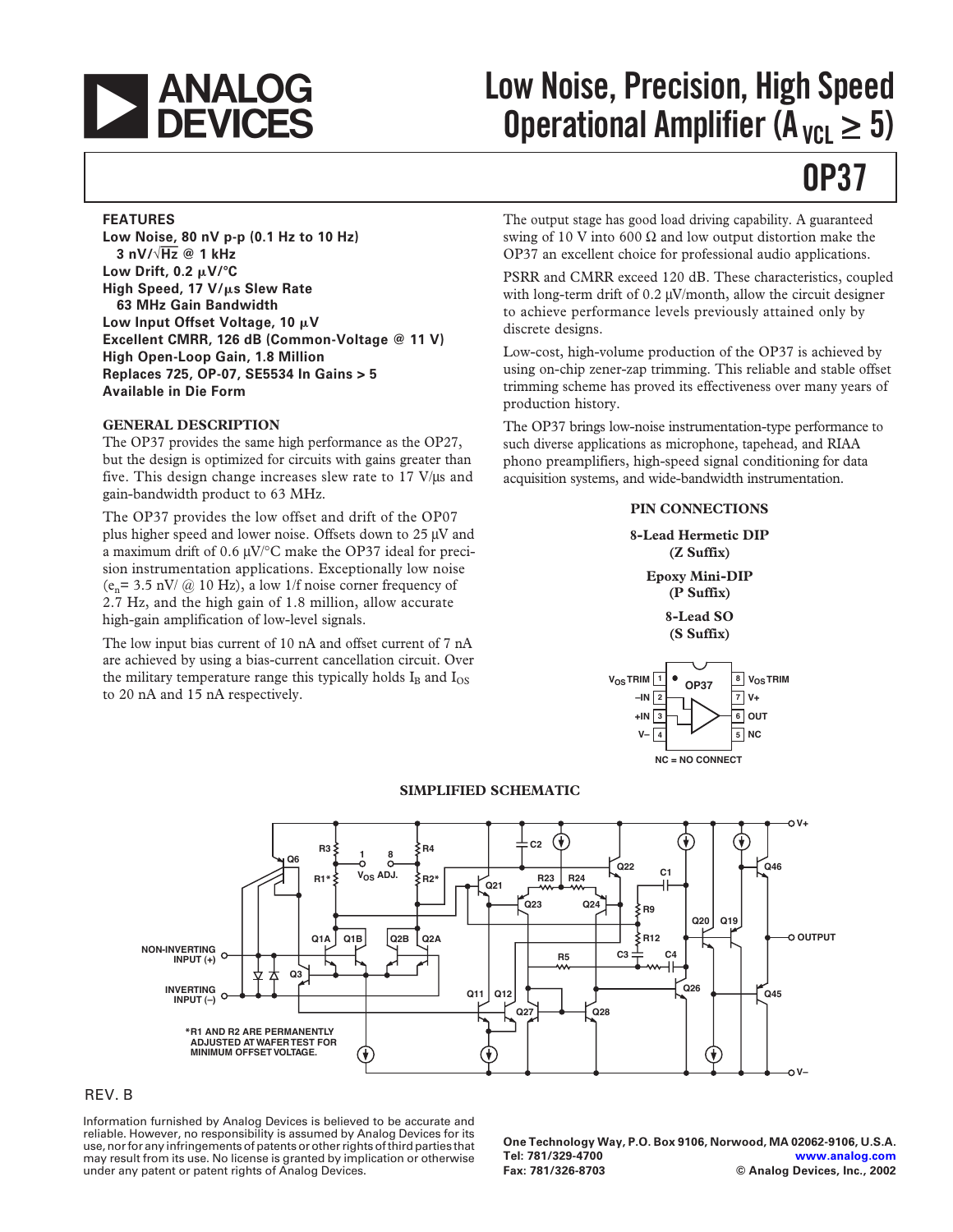# Low Noise, Precision, High Speed Operational Amplifier ($A_{VCL} \geq 5$)

# OP37

## FEATURES

**Low Noise, 80 nV p-p (0.1 Hz to 10 Hz)**
**3 nV/√Hz @ 1 kHz**
**Low Drift, 0.2 µV/°C**
**High Speed, 17 V/µs Slew Rate**
**63 MHz Gain Bandwidth**
**Low Input Offset Voltage, 10 µV**
**Excellent CMRR, 126 dB (Common-Voltage @ 11 V)**
**High Open-Loop Gain, 1.8 Million**
**Replaces 725, OP-07, SE5534 In Gains > 5**
**Available in Die Form**

## GENERAL DESCRIPTION

The OP37 provides the same high performance as the OP27, but the design is optimized for circuits with gains greater than five. This design change increases slew rate to 17 V/µs and gain-bandwidth product to 63 MHz.

The OP37 provides the low offset and drift of the OP07 plus higher speed and lower noise. Offsets down to 25 µV and a maximum drift of 0.6 µV/°C make the OP37 ideal for precision instrumentation applications. Exceptionally low noise ($e_n$= 3.5 nV/ @ 10 Hz), a low 1/f noise corner frequency of 2.7 Hz, and the high gain of 1.8 million, allow accurate high-gain amplification of low-level signals.

The low input bias current of 10 nA and offset current of 7 nA are achieved by using a bias-current cancellation circuit. Over the military temperature range this typically holds $I_B$ and $I_{OS}$ to 20 nA and 15 nA respectively.

The output stage has good load driving capability. A guaranteed swing of 10 V into 600 Ω and low output distortion make the OP37 an excellent choice for professional audio applications.

PSRR and CMRR exceed 120 dB. These characteristics, coupled with long-term drift of 0.2 µV/month, allow the circuit designer to achieve performance levels previously attained only by discrete designs.

Low-cost, high-volume production of the OP37 is achieved by using on-chip zener-zap trimming. This reliable and stable offset trimming scheme has proved its effectiveness over many years of production history.

The OP37 brings low-noise instrumentation-type performance to such diverse applications as microphone, tapehead, and RIAA phono preamplifiers, high-speed signal conditioning for data acquisition systems, and wide-bandwidth instrumentation.

## PIN CONNECTIONS

**8-Lead Hermetic DIP (Z Suffix)**

**Epoxy Mini-DIP (P Suffix)**

**8-Lead SO (S Suffix)**

| Pin | Function | Pin | Function |
|---|---|---|---|
| 1 | $V_{OS}$ TRIM | 8 | $V_{OS}$ TRIM |
| 2 | –IN | 7 | V+ |
| 3 | +IN | 6 | OUT |
| 4 | V– | 5 | NC |

NC = NO CONNECT

## SIMPLIFIED SCHEMATIC

*R1 AND R2 ARE PERMANENTLY ADJUSTED AT WAFER TEST FOR MINIMUM OFFSET VOLTAGE.

REV. B

Information furnished by Analog Devices is believed to be accurate and reliable. However, no responsibility is assumed by Analog Devices for its use, nor for any infringements of patents or other rights of third parties that may result from its use. No license is granted by implication or otherwise under any patent or patent rights of Analog Devices.

One Technology Way, P.O. Box 9106, Norwood, MA 02062-9106, U.S.A.
Tel: 781/329-4700 www.analog.com
Fax: 781/326-8703 © Analog Devices, Inc., 2002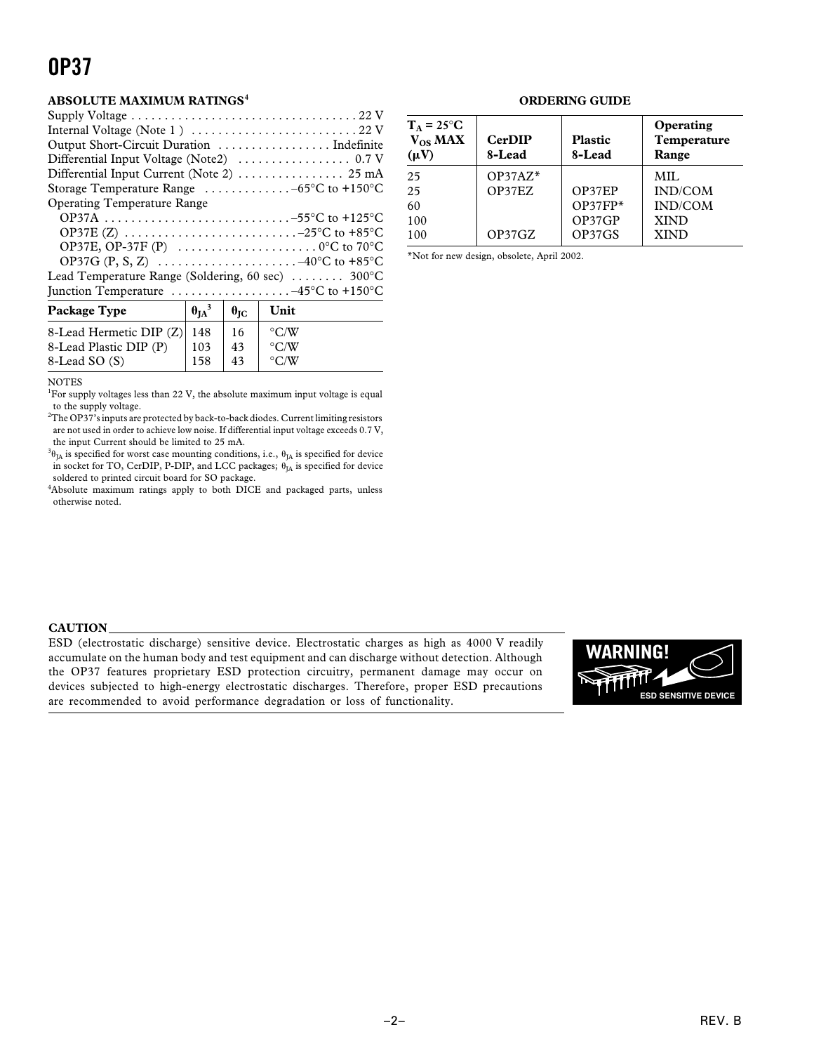## ABSOLUTE MAXIMUM RATINGS[4]

Supply Voltage . . . . . . . . . . . . . . . . . . . . . . . . . . . . . . . . . . 22 V
Internal Voltage (Note 1 ) . . . . . . . . . . . . . . . . . . . . . . . . . 22 V
Output Short-Circuit Duration . . . . . . . . . . . . . . . . . Indefinite
Differential Input Voltage (Note2) . . . . . . . . . . . . . . . . . 0.7 V
Differential Input Current (Note 2) . . . . . . . . . . . . . . . . 25 mA
Storage Temperature Range . . . . . . . . . . . . –65°C to +150°C
Operating Temperature Range
OP37A . . . . . . . . . . . . . . . . . . . . . . . . . . . . –55°C to +125°C
OP37E (Z) . . . . . . . . . . . . . . . . . . . . . . . . . . –25°C to +85°C
OP37E, OP-37F (P) . . . . . . . . . . . . . . . . . . . . . 0°C to 70°C
OP37G (P, S, Z) . . . . . . . . . . . . . . . . . . . . . –40°C to +85°C
Lead Temperature Range (Soldering, 60 sec) . . . . . . . . 300°C
Junction Temperature . . . . . . . . . . . . . . . . . . –45°C to +150°C

| Package Type | $\theta_{JA}$[3] | $\theta_{JC}$ | Unit |
|---|---|---|---|
| 8-Lead Hermetic DIP (Z) | 148 | 16 | °C/W |
| 8-Lead Plastic DIP (P) | 103 | 43 | °C/W |
| 8-Lead SO (S) | 158 | 43 | °C/W |

NOTES
[1]For supply voltages less than 22 V, the absolute maximum input voltage is equal to the supply voltage.
[2]The OP37's inputs are protected by back-to-back diodes. Current limiting resistors are not used in order to achieve low noise. If differential input voltage exceeds 0.7 V, the input Current should be limited to 25 mA.
[3]$\theta_{JA}$ is specified for worst case mounting conditions, i.e., $\theta_{JA}$ is specified for device in socket for TO, CerDIP, P-DIP, and LCC packages; $\theta_{JA}$ is specified for device soldered to printed circuit board for SO package.
[4]Absolute maximum ratings apply to both DICE and packaged parts, unless otherwise noted.

## ORDERING GUIDE

| $T_A$ = 25°C $V_{OS}$ MAX (μV) | CerDIP 8-Lead | Plastic 8-Lead | Operating Temperature Range |
|---|---|---|---|
| 25 | OP37AZ* | | MIL |
| 25 | OP37EZ | OP37EP | IND/COM |
| 60 | | OP37FP* | IND/COM |
| 100 | | OP37GP | XIND |
| 100 | OP37GZ | OP37GS | XIND |

*Not for new design, obsolete, April 2002.

**CAUTION**

ESD (electrostatic discharge) sensitive device. Electrostatic charges as high as 4000 V readily accumulate on the human body and test equipment and can discharge without detection. Although the OP37 features proprietary ESD protection circuitry, permanent damage may occur on devices subjected to high-energy electrostatic discharges. Therefore, proper ESD precautions are recommended to avoid performance degradation or loss of functionality.

WARNING!
ESD SENSITIVE DEVICE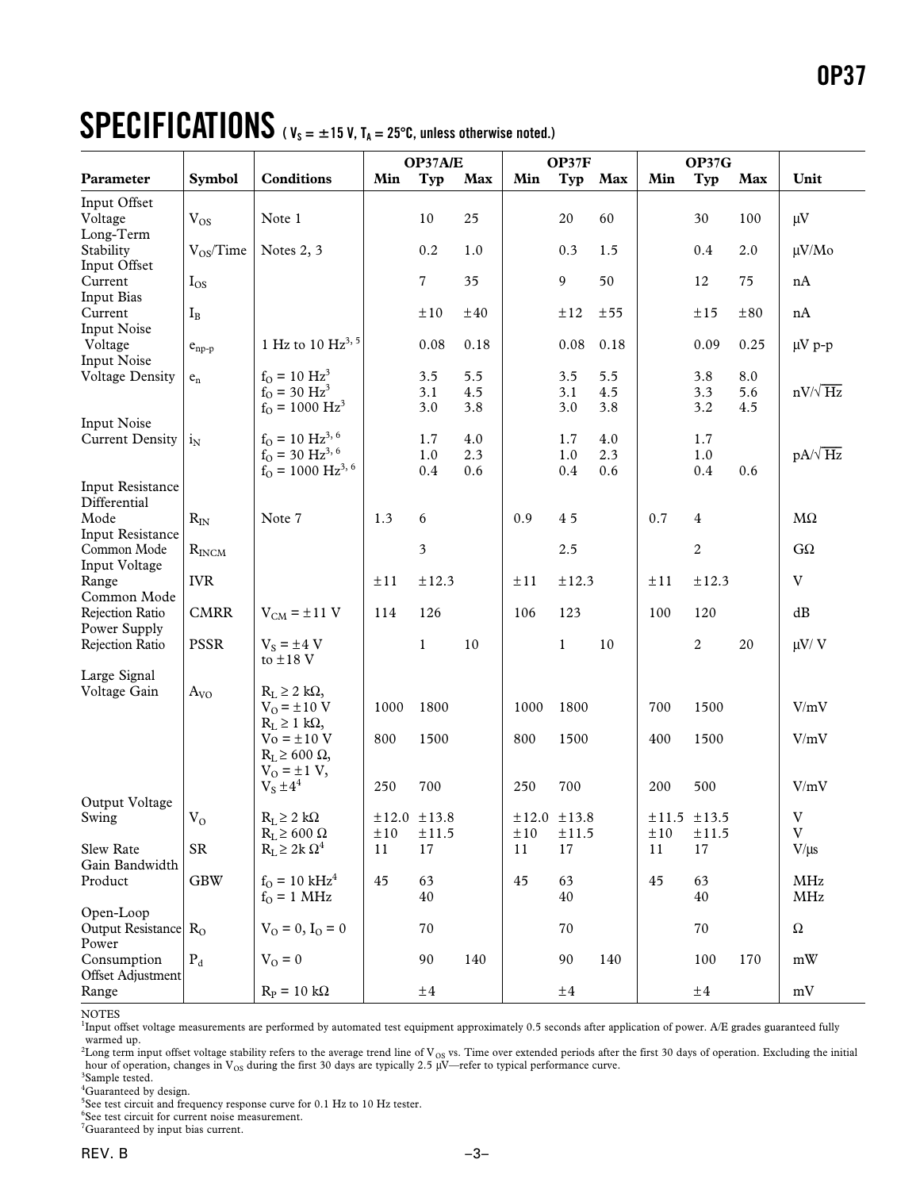# SPECIFICATIONS ($V_S$ = ±15 V, $T_A$ = 25°C, unless otherwise noted.)

| Parameter | Symbol | Conditions | OP37A/E Min | OP37A/E Typ | OP37A/E Max | OP37F Min | OP37F Typ | OP37F Max | OP37G Min | OP37G Typ | OP37G Max | Unit |
|---|---|---|---|---|---|---|---|---|---|---|---|---|
| Input Offset Voltage | $V_{OS}$ | Note 1 | | 10 | 25 | | 20 | 60 | | 30 | 100 | µV |
| Long-Term Stability | $V_{OS}$/Time | Notes 2, 3 | | 0.2 | 1.0 | | 0.3 | 1.5 | | 0.4 | 2.0 | µV/Mo |
| Input Offset Current | $I_{OS}$ | | | 7 | 35 | | 9 | 50 | | 12 | 75 | nA |
| Input Bias Current | $I_B$ | | | ±10 | ±40 | | ±12 | ±55 | | ±15 | ±80 | nA |
| Input Noise Voltage | $e_{np-p}$ | 1 Hz to 10 Hz[3, 5] | | 0.08 | 0.18 | | 0.08 | 0.18 | | 0.09 | 0.25 | µV p-p |
| Input Noise Voltage Density | $e_n$ | $f_O$ = 10 Hz[3] | | 3.5 | 5.5 | | 3.5 | 5.5 | | 3.8 | 8.0 | nV/√Hz |
| | | $f_O$ = 30 Hz[3] | | 3.1 | 4.5 | | 3.1 | 4.5 | | 3.3 | 5.6 | nV/√Hz |
| | | $f_O$ = 1000 Hz[3] | | 3.0 | 3.8 | | 3.0 | 3.8 | | 3.2 | 4.5 | nV/√Hz |
| Input Noise Current Density | $i_N$ | $f_O$ = 10 Hz[3, 6] | | 1.7 | 4.0 | | 1.7 | 4.0 | | 1.7 | | pA/√Hz |
| | | $f_O$ = 30 Hz[3, 6] | | 1.0 | 2.3 | | 1.0 | 2.3 | | 1.0 | | pA/√Hz |
| | | $f_O$ = 1000 Hz[3, 6] | | 0.4 | 0.6 | | 0.4 | 0.6 | | 0.4 | 0.6 | pA/√Hz |
| Input Resistance Differential Mode | $R_{IN}$ | Note 7 | 1.3 | 6 | | 0.9 | 4 5 | | 0.7 | 4 | | MΩ |
| Input Resistance Common Mode | $R_{INCM}$ | | | 3 | | | 2.5 | | | 2 | | GΩ |
| Input Voltage Range | IVR | | ±11 | ±12.3 | | ±11 | ±12.3 | | ±11 | ±12.3 | | V |
| Common Mode Rejection Ratio | CMRR | $V_{CM}$ = ±11 V | 114 | 126 | | 106 | 123 | | 100 | 120 | | dB |
| Power Supply Rejection Ratio | PSSR | $V_S$ = ±4 V to ±18 V | | 1 | 10 | | 1 | 10 | | 2 | 20 | µV/ V |
| Large Signal Voltage Gain | $A_{VO}$ | $R_L$ ≥ 2 kΩ, $V_O$ = ±10 V | 1000 | 1800 | | 1000 | 1800 | | 700 | 1500 | | V/mV |
| | | $R_L$ ≥ 1 kΩ, Vo = ±10 V | 800 | 1500 | | 800 | 1500 | | 400 | 1500 | | V/mV |
| | | $R_L$ ≥ 600 Ω, $V_O$ = ±1 V, $V_S$ ±4[4] | 250 | 700 | | 250 | 700 | | 200 | 500 | | V/mV |
| Output Voltage Swing | $V_O$ | $R_L$ ≥ 2 kΩ | ±12.0 | ±13.8 | | ±12.0 | ±13.8 | | ±11.5 | ±13.5 | | V |
| | | $R_L$ ≥ 600 Ω | ±10 | ±11.5 | | ±10 | ±11.5 | | ±10 | ±11.5 | | V |
| Slew Rate | SR | $R_L$ ≥ 2k Ω[4] | 11 | 17 | | 11 | 17 | | 11 | 17 | | V/µs |
| Gain Bandwidth Product | GBW | $f_O$ = 10 kHz[4] | 45 | 63 | | 45 | 63 | | 45 | 63 | | MHz |
| | | $f_O$ = 1 MHz | | 40 | | | 40 | | | 40 | | MHz |
| Open-Loop Output Resistance | $R_O$ | $V_O$ = 0, $I_O$ = 0 | | 70 | | | 70 | | | 70 | | Ω |
| Power Consumption | $P_d$ | $V_O$ = 0 | | 90 | 140 | | 90 | 140 | | 100 | 170 | mW |
| Offset Adjustment Range | | $R_P$ = 10 kΩ | | ±4 | | | ±4 | | | ±4 | | mV |

NOTES

[1]Input offset voltage measurements are performed by automated test equipment approximately 0.5 seconds after application of power. A/E grades guaranteed fully warmed up.

[2]Long term input offset voltage stability refers to the average trend line of $V_{OS}$ vs. Time over extended periods after the first 30 days of operation. Excluding the initial hour of operation, changes in $V_{OS}$ during the first 30 days are typically 2.5 µV—refer to typical performance curve.

[3]Sample tested.

[4]Guaranteed by design.

[5]See test circuit and frequency response curve for 0.1 Hz to 10 Hz tester.

[6]See test circuit for current noise measurement.

[7]Guaranteed by input bias current.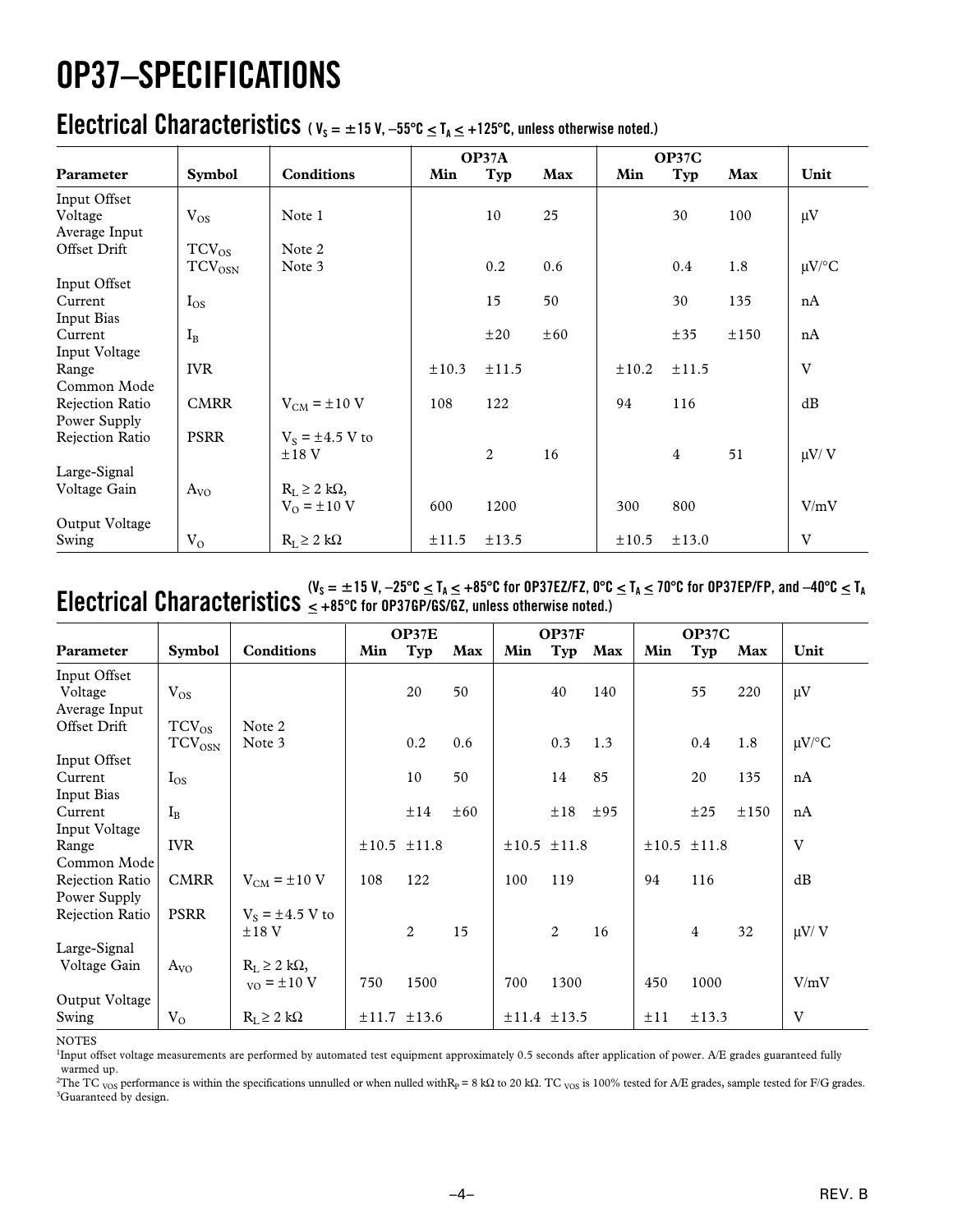# OP37–SPECIFICATIONS

## Electrical Characteristics ($V_S$ = ±15 V, –55°C ≤ $T_A$ ≤ +125°C, unless otherwise noted.)

| Parameter | Symbol | Conditions | OP37A Min | OP37A Typ | OP37A Max | OP37C Min | OP37C Typ | OP37C Max | Unit |
|---|---|---|---|---|---|---|---|---|---|
| Input Offset Voltage | $V_{OS}$ | Note 1 | | 10 | 25 | | 30 | 100 | µV |
| Average Input Offset Drift | $TCV_{OS}$ | Note 2 | | | | | | | |
| | $TCV_{OSN}$ | Note 3 | | 0.2 | 0.6 | | 0.4 | 1.8 | µV/°C |
| Input Offset Current | $I_{OS}$ | | | 15 | 50 | | 30 | 135 | nA |
| Input Bias Current | $I_B$ | | | ±20 | ±60 | | ±35 | ±150 | nA |
| Input Voltage Range | IVR | | ±10.3 | ±11.5 | | ±10.2 | ±11.5 | | V |
| Common Mode Rejection Ratio | CMRR | $V_{CM}$ = ±10 V | 108 | 122 | | 94 | 116 | | dB |
| Power Supply Rejection Ratio | PSRR | $V_S$ = ±4.5 V to ±18 V | | 2 | 16 | | 4 | 51 | µV/ V |
| Large-Signal Voltage Gain | $A_{VO}$ | $R_L$ ≥ 2 kΩ, $V_O$ = ±10 V | 600 | 1200 | | 300 | 800 | | V/mV |
| Output Voltage Swing | $V_O$ | $R_L$ ≥ 2 kΩ | ±11.5 | ±13.5 | | ±10.5 | ±13.0 | | V |

## Electrical Characteristics ($V_S$ = ±15 V, –25°C ≤ $T_A$ ≤ +85°C for OP37EZ/FZ, 0°C ≤ $T_A$ ≤ 70°C for OP37EP/FP, and –40°C ≤ $T_A$ ≤ +85°C for OP37GP/GS/GZ, unless otherwise noted.)

| Parameter | Symbol | Conditions | OP37E Min | OP37E Typ | OP37E Max | OP37F Min | OP37F Typ | OP37F Max | OP37C Min | OP37C Typ | OP37C Max | Unit |
|---|---|---|---|---|---|---|---|---|---|---|---|---|
| Input Offset Voltage | $V_{OS}$ | | | 20 | 50 | | 40 | 140 | | 55 | 220 | µV |
| Average Input Offset Drift | $TCV_{OS}$ | Note 2 | | | | | | | | | | |
| | $TCV_{OSN}$ | Note 3 | | 0.2 | 0.6 | | 0.3 | 1.3 | | 0.4 | 1.8 | µV/°C |
| Input Offset Current | $I_{OS}$ | | | 10 | 50 | | 14 | 85 | | 20 | 135 | nA |
| Input Bias Current | $I_B$ | | | ±14 | ±60 | | ±18 | ±95 | | ±25 | ±150 | nA |
| Input Voltage Range | IVR | | ±10.5 | ±11.8 | | ±10.5 | ±11.8 | | ±10.5 | ±11.8 | | V |
| Common Mode Rejection Ratio | CMRR | $V_{CM}$ = ±10 V | 108 | 122 | | 100 | 119 | | 94 | 116 | | dB |
| Power Supply Rejection Ratio | PSRR | $V_S$ = ±4.5 V to ±18 V | | 2 | 15 | | 2 | 16 | | 4 | 32 | µV/ V |
| Large-Signal Voltage Gain | $A_{VO}$ | $R_L$ ≥ 2 kΩ, $_{VO}$ = ±10 V | 750 | 1500 | | 700 | 1300 | | 450 | 1000 | | V/mV |
| Output Voltage Swing | $V_O$ | $R_L$ ≥ 2 kΩ | ±11.7 | ±13.6 | | ±11.4 | ±13.5 | | ±11 | ±13.3 | | V |

NOTES

[1]Input offset voltage measurements are performed by automated test equipment approximately 0.5 seconds after application of power. A/E grades guaranteed fully warmed up.

[2]The TC $_{VOS}$ performance is within the specifications unnulled or when nulled with$R_P$ = 8 kΩ to 20 kΩ. TC $_{VOS}$ is 100% tested for A/E grades, sample tested for F/G grades.

[3]Guaranteed by design.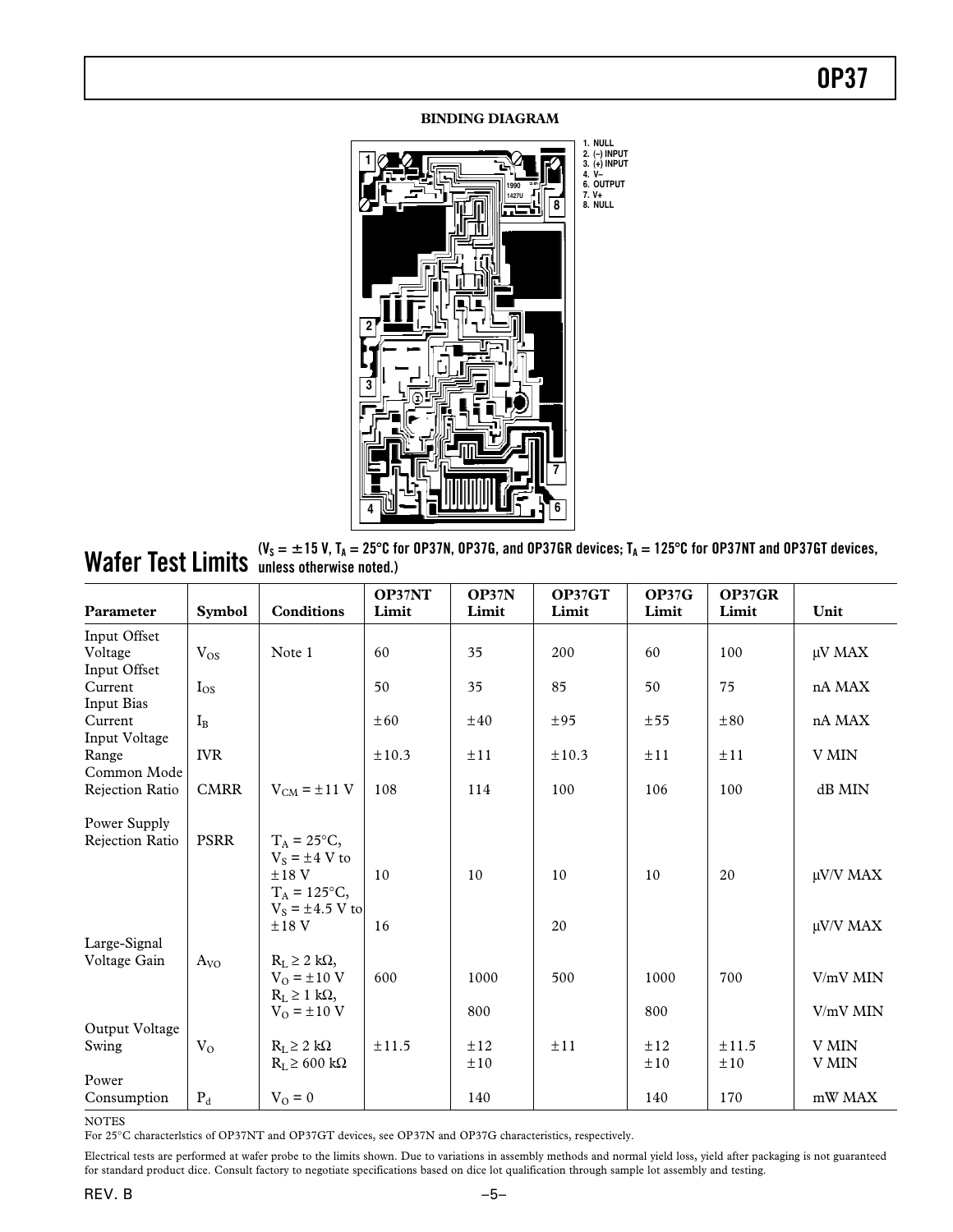**BINDING DIAGRAM**

1. NULL
2. (–) INPUT
3. (+) INPUT
4. V–
6. OUTPUT
7. V+
8. NULL

# Wafer Test Limits

($V_S$ = ±15 V, $T_A$ = 25°C for OP37N, OP37G, and OP37GR devices; $T_A$ = 125°C for OP37NT and OP37GT devices, unless otherwise noted.)

| Parameter | Symbol | Conditions | OP37NT Limit | OP37N Limit | OP37GT Limit | OP37G Limit | OP37GR Limit | Unit |
|---|---|---|---|---|---|---|---|---|
| Input Offset Voltage | $V_{OS}$ | Note 1 | 60 | 35 | 200 | 60 | 100 | μV MAX |
| Input Offset Current | $I_{OS}$ | | 50 | 35 | 85 | 50 | 75 | nA MAX |
| Input Bias Current | $I_B$ | | ±60 | ±40 | ±95 | ±55 | ±80 | nA MAX |
| Input Voltage Range | IVR | | ±10.3 | ±11 | ±10.3 | ±11 | ±11 | V MIN |
| Common Mode Rejection Ratio | CMRR | $V_{CM}$ = ±11 V | 108 | 114 | 100 | 106 | 100 | dB MIN |
| Power Supply Rejection Ratio | PSRR | $T_A$ = 25°C, $V_S$ = ±4 V to ±18 V | 10 | 10 | 10 | 10 | 20 | μV/V MAX |
| | | $T_A$ = 125°C, $V_S$ = ±4.5 V to ±18 V | 16 | | 20 | | | μV/V MAX |
| Large-Signal Voltage Gain | $A_{VO}$ | $R_L$ ≥ 2 kΩ, $V_O$ = ±10 V | 600 | 1000 | 500 | 1000 | 700 | V/mV MIN |
| | | $R_L$ ≥ 1 kΩ, $V_O$ = ±10 V | | 800 | | 800 | | V/mV MIN |
| Output Voltage Swing | $V_O$ | $R_L$ ≥ 2 kΩ | ±11.5 | ±12 | ±11 | ±12 | ±11.5 | V MIN |
| | | $R_L$ ≥ 600 kΩ | | ±10 | | ±10 | ±10 | V MIN |
| Power Consumption | $P_d$ | $V_O$ = 0 | | 140 | | 140 | 170 | mW MAX |

NOTES

For 25°C characterlstics of OP37NT and OP37GT devices, see OP37N and OP37G characteristics, respectively.

Electrical tests are performed at wafer probe to the limits shown. Due to variations in assembly methods and normal yield loss, yield after packaging is not guaranteed for standard product dice. Consult factory to negotiate specifications based on dice lot qualification through sample lot assembly and testing.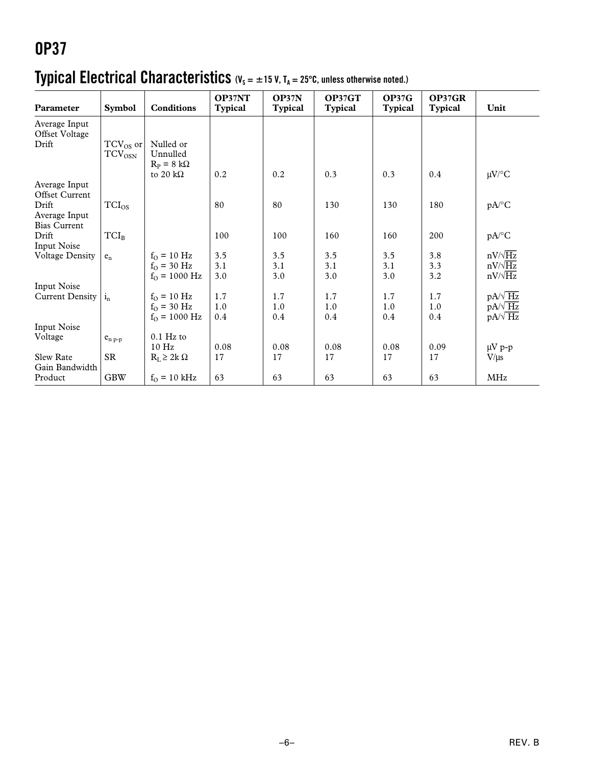## Typical Electrical Characteristics ($V_S = \pm 15$ V, $T_A = 25°C$, unless otherwise noted.)

| Parameter | Symbol | Conditions | OP37NT Typical | OP37N Typical | OP37GT Typical | OP37G Typical | OP37GR Typical | Unit |
|---|---|---|---|---|---|---|---|---|
| Average Input Offset Voltage Drift | $TCV_{OS}$ or $TCV_{OSN}$ | Nulled or Unnulled $R_P = 8$ kΩ to 20 kΩ | 0.2 | 0.2 | 0.3 | 0.3 | 0.4 | µV/°C |
| Average Input Offset Current Drift | $TCI_{OS}$ | | 80 | 80 | 130 | 130 | 180 | pA/°C |
| Average Input Bias Current Drift | $TCI_B$ | | 100 | 100 | 160 | 160 | 200 | pA/°C |
| Input Noise Voltage Density | $e_n$ | $f_O = 10$ Hz | 3.5 | 3.5 | 3.5 | 3.5 | 3.8 | nV/√Hz |
| | | $f_O = 30$ Hz | 3.1 | 3.1 | 3.1 | 3.1 | 3.3 | nV/√Hz |
| | | $f_O = 1000$ Hz | 3.0 | 3.0 | 3.0 | 3.0 | 3.2 | nV/√Hz |
| Input Noise Current Density | $i_n$ | $f_O = 10$ Hz | 1.7 | 1.7 | 1.7 | 1.7 | 1.7 | pA/√Hz |
| | | $f_O = 30$ Hz | 1.0 | 1.0 | 1.0 | 1.0 | 1.0 | pA/√Hz |
| | | $f_O = 1000$ Hz | 0.4 | 0.4 | 0.4 | 0.4 | 0.4 | pA/√Hz |
| Input Noise Voltage | $e_{n\ p\text{-}p}$ | 0.1 Hz to 10 Hz | 0.08 | 0.08 | 0.08 | 0.08 | 0.09 | µV p-p |
| Slew Rate | SR | $R_L \geq 2$k Ω | 17 | 17 | 17 | 17 | 17 | V/µs |
| Gain Bandwidth Product | GBW | $f_O = 10$ kHz | 63 | 63 | 63 | 63 | 63 | MHz |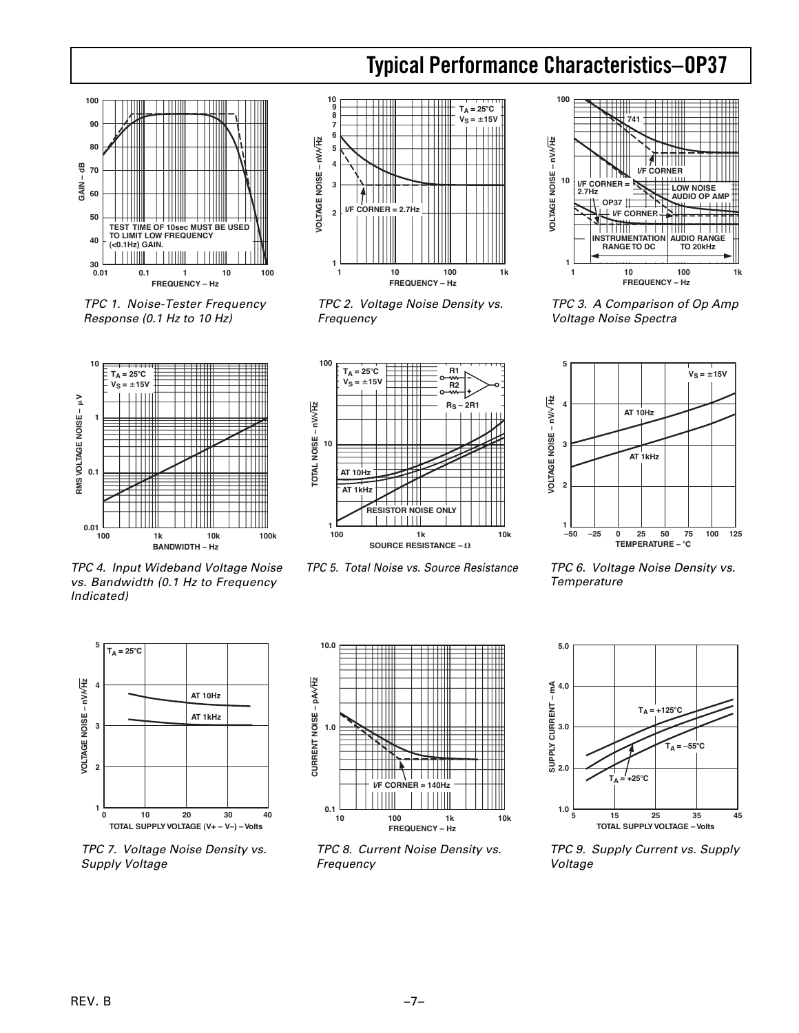# Typical Performance Characteristics–OP37

TEST TIME OF 10sec MUST BE USED TO LIMIT LOW FREQUENCY (<0.1Hz) GAIN.

*TPC 1. Noise-Tester Frequency Response (0.1 Hz to 10 Hz)*

$T_A = 25°C$
$V_S = ±15V$

I/F CORNER = 2.7Hz

*TPC 2. Voltage Noise Density vs. Frequency*

741

I/F CORNER

I/F CORNER = 2.7Hz

LOW NOISE AUDIO OP AMP

OP37

I/F CORNER

INSTRUMENTATION RANGE TO DC

AUDIO RANGE TO 20kHz

*TPC 3. A Comparison of Op Amp Voltage Noise Spectra*

$T_A = 25°C$
$V_S = ±15V$

*TPC 4. Input Wideband Voltage Noise vs. Bandwidth (0.1 Hz to Frequency Indicated)*

$T_A = 25°C$
$V_S = ±15V$

$R_S – 2R1$

AT 10Hz

AT 1kHz

RESISTOR NOISE ONLY

*TPC 5. Total Noise vs. Source Resistance*

$V_S = ±15V$

AT 10Hz

AT 1kHz

*TPC 6. Voltage Noise Density vs. Temperature*

$T_A = 25°C$

AT 10Hz

AT 1kHz

*TPC 7. Voltage Noise Density vs. Supply Voltage*

I/F CORNER = 140Hz

*TPC 8. Current Noise Density vs. Frequency*

$T_A = +125°C$

$T_A = –55°C$

$T_A = +25°C$

*TPC 9. Supply Current vs. Supply Voltage*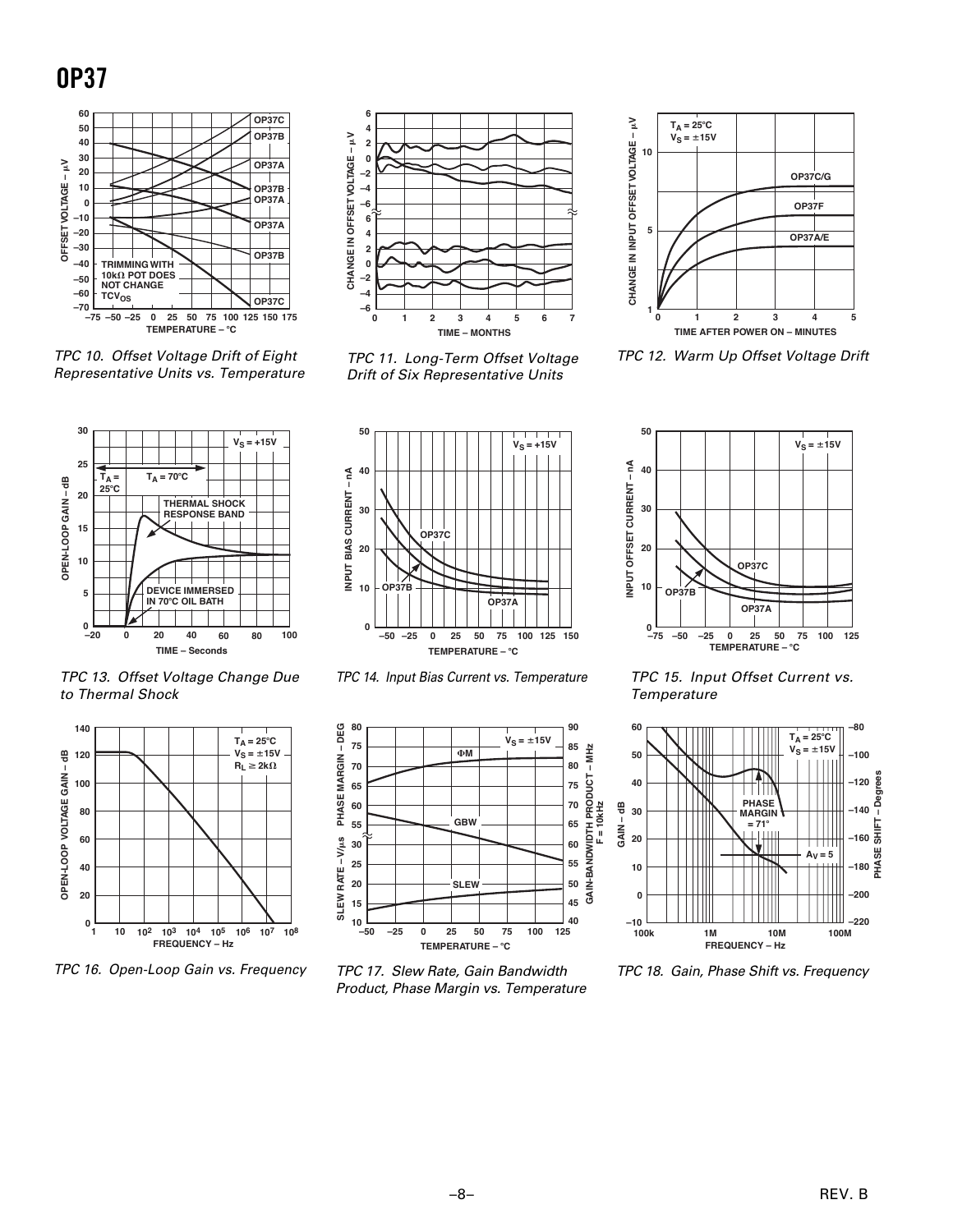TPC 10. Offset Voltage Drift of Eight Representative Units vs. Temperature

TPC 11. Long-Term Offset Voltage Drift of Six Representative Units

TPC 12. Warm Up Offset Voltage Drift

TPC 13. Offset Voltage Change Due to Thermal Shock

TPC 14. Input Bias Current vs. Temperature

TPC 15. Input Offset Current vs. Temperature

TPC 16. Open-Loop Gain vs. Frequency

TPC 17. Slew Rate, Gain Bandwidth Product, Phase Margin vs. Temperature

TPC 18. Gain, Phase Shift vs. Frequency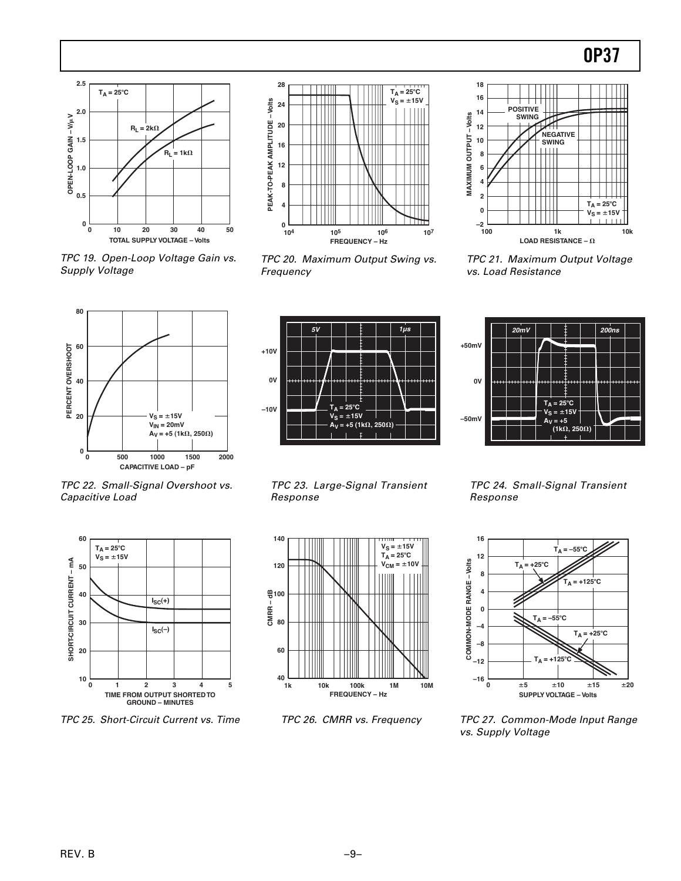TPC 19. Open-Loop Voltage Gain vs. Supply Voltage

TPC 20. Maximum Output Swing vs. Frequency

TPC 21. Maximum Output Voltage vs. Load Resistance

TPC 22. Small-Signal Overshoot vs. Capacitive Load

TPC 23. Large-Signal Transient Response

TPC 24. Small-Signal Transient Response

TPC 25. Short-Circuit Current vs. Time

TPC 26. CMRR vs. Frequency

TPC 27. Common-Mode Input Range vs. Supply Voltage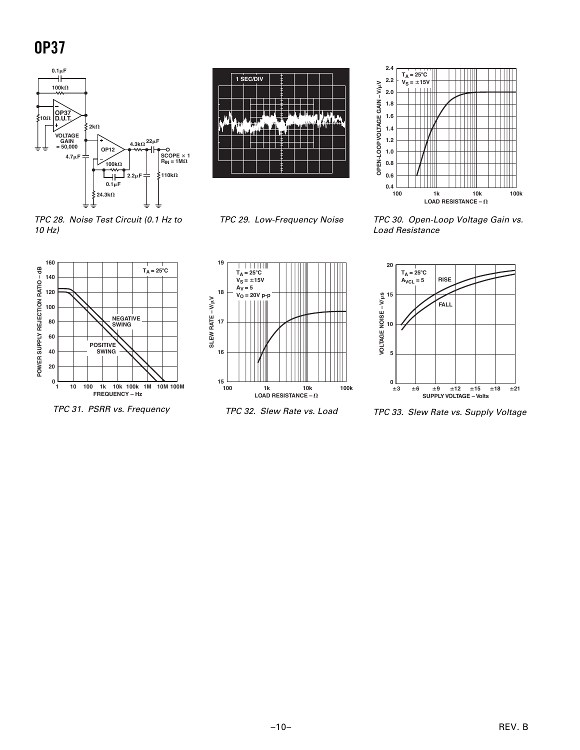TPC 28. Noise Test Circuit (0.1 Hz to 10 Hz)

TPC 29. Low-Frequency Noise

TPC 30. Open-Loop Voltage Gain vs. Load Resistance

TPC 31. PSRR vs. Frequency

TPC 32. Slew Rate vs. Load

TPC 33. Slew Rate vs. Supply Voltage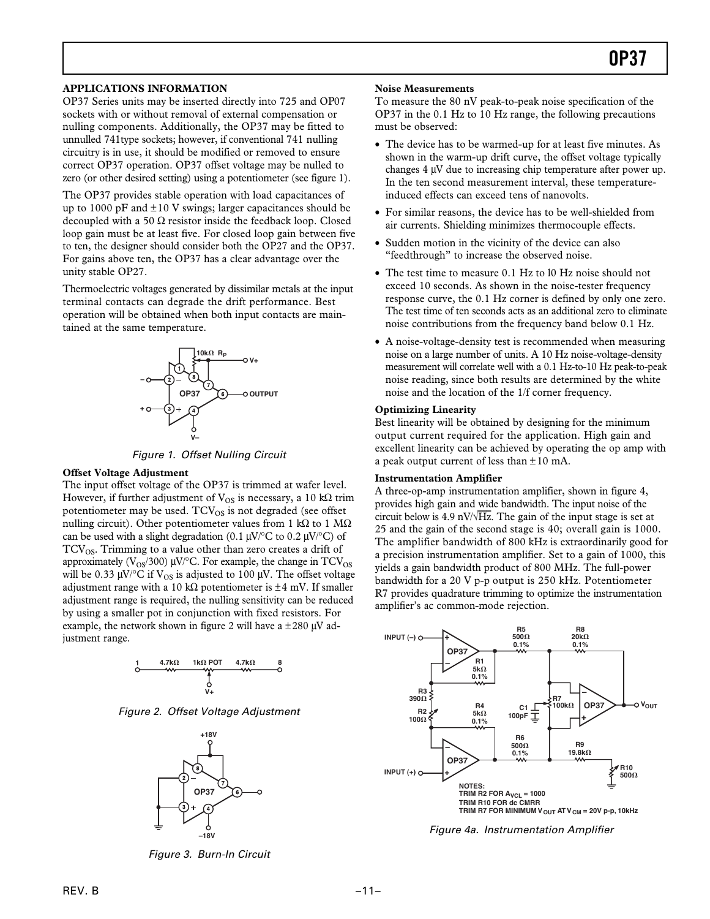## APPLICATIONS INFORMATION

OP37 Series units may be inserted directly into 725 and OP07 sockets with or without removal of external compensation or nulling components. Additionally, the OP37 may be fitted to unnulled 741type sockets; however, if conventional 741 nulling circuitry is in use, it should be modified or removed to ensure correct OP37 operation. OP37 offset voltage may be nulled to zero (or other desired setting) using a potentiometer (see figure 1).

The OP37 provides stable operation with load capacitances of up to 1000 pF and ±10 V swings; larger capacitances should be decoupled with a 50 Ω resistor inside the feedback loop. Closed loop gain must be at least five. For closed loop gain between five to ten, the designer should consider both the OP27 and the OP37. For gains above ten, the OP37 has a clear advantage over the unity stable OP27.

Thermoelectric voltages generated by dissimilar metals at the input terminal contacts can degrade the drift performance. Best operation will be obtained when both input contacts are maintained at the same temperature.

*Figure 1. Offset Nulling Circuit*

**Offset Voltage Adjustment**

The input offset voltage of the OP37 is trimmed at wafer level. However, if further adjustment of $V_{OS}$ is necessary, a 10 kΩ trim potentiometer may be used. $TCV_{OS}$ is not degraded (see offset nulling circuit). Other potentiometer values from 1 kΩ to 1 MΩ can be used with a slight degradation (0.1 µV/°C to 0.2 µV/°C) of $TCV_{OS}$. Trimming to a value other than zero creates a drift of approximately ($V_{OS}$/300) µV/°C. For example, the change in $TCV_{OS}$ will be 0.33 µV/°C if $V_{OS}$ is adjusted to 100 µV. The offset voltage adjustment range with a 10 kΩ potentiometer is ±4 mV. If smaller adjustment range is required, the nulling sensitivity can be reduced by using a smaller pot in conjunction with fixed resistors. For example, the network shown in figure 2 will have a ±280 µV adjustment range.

*Figure 2. Offset Voltage Adjustment*

*Figure 3. Burn-In Circuit*

**Noise Measurements**

To measure the 80 nV peak-to-peak noise specification of the OP37 in the 0.1 Hz to 10 Hz range, the following precautions must be observed:

- The device has to be warmed-up for at least five minutes. As shown in the warm-up drift curve, the offset voltage typically changes 4 µV due to increasing chip temperature after power up. In the ten second measurement interval, these temperature-induced effects can exceed tens of nanovolts.
- For similar reasons, the device has to be well-shielded from air currents. Shielding minimizes thermocouple effects.
- Sudden motion in the vicinity of the device can also "feedthrough" to increase the observed noise.
- The test time to measure 0.1 Hz to l0 Hz noise should not exceed 10 seconds. As shown in the noise-tester frequency response curve, the 0.1 Hz corner is defined by only one zero. The test time of ten seconds acts as an additional zero to eliminate noise contributions from the frequency band below 0.1 Hz.
- A noise-voltage-density test is recommended when measuring noise on a large number of units. A 10 Hz noise-voltage-density measurement will correlate well with a 0.1 Hz-to-10 Hz peak-to-peak noise reading, since both results are determined by the white noise and the location of the 1/f corner frequency.

**Optimizing Linearity**

Best linearity will be obtained by designing for the minimum output current required for the application. High gain and excellent linearity can be achieved by operating the op amp with a peak output current of less than ±10 mA.

**Instrumentation Amplifier**

A three-op-amp instrumentation amplifier, shown in figure 4, provides high gain and wide bandwidth. The input noise of the circuit below is 4.9 nV/√Hz. The gain of the input stage is set at 25 and the gain of the second stage is 40; overall gain is 1000. The amplifier bandwidth of 800 kHz is extraordinarily good for a precision instrumentation amplifier. Set to a gain of 1000, this yields a gain bandwidth product of 800 MHz. The full-power bandwidth for a 20 V p-p output is 250 kHz. Potentiometer R7 provides quadrature trimming to optimize the instrumentation amplifier's ac common-mode rejection.

NOTES:
TRIM R2 FOR $A_{VCL}$ = 1000
TRIM R10 FOR dc CMRR
TRIM R7 FOR MINIMUM $V_{OUT}$ AT $V_{CM}$ = 20V p-p, 10kHz

*Figure 4a. Instrumentation Amplifier*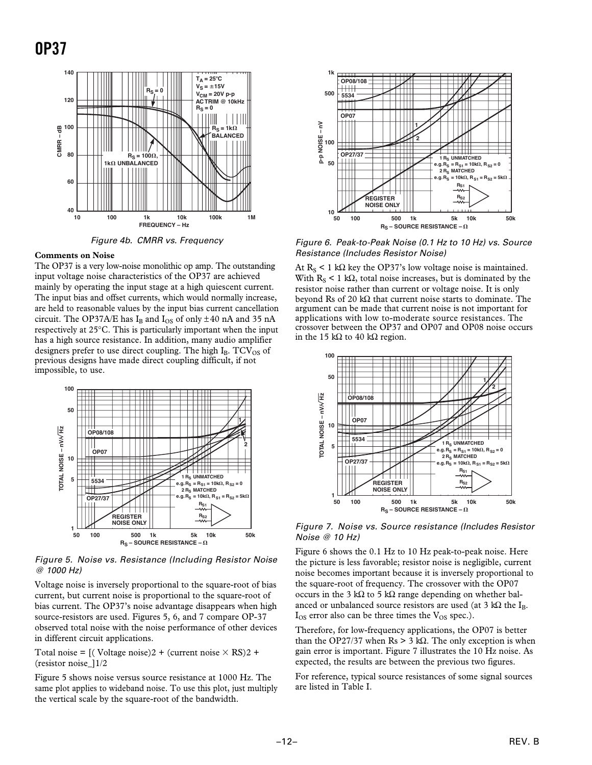Figure 4b. CMRR vs. Frequency

### Comments on Noise

The OP37 is a very low-noise monolithic op amp. The outstanding input voltage noise characteristics of the OP37 are achieved mainly by operating the input stage at a high quiescent current. The input bias and offset currents, which would normally increase, are held to reasonable values by the input bias current cancellation circuit. The OP37A/E has $I_B$ and $I_{OS}$ of only ±40 nA and 35 nA respectively at 25°C. This is particularly important when the input has a high source resistance. In addition, many audio amplifier designers prefer to use direct coupling. The high $I_B$. $TCV_{OS}$ of previous designs have made direct coupling difficult, if not impossible, to use.

Figure 5. Noise vs. Resistance (Including Resistor Noise @ 1000 Hz)

Voltage noise is inversely proportional to the square-root of bias current, but current noise is proportional to the square-root of bias current. The OP37's noise advantage disappears when high source-resistors are used. Figures 5, 6, and 7 compare OP-37 observed total noise with the noise performance of other devices in different circuit applications.

Total noise = [( Voltage noise)2 + (current noise × RS)2 + (resistor noise_]1/2

Figure 5 shows noise versus source resistance at 1000 Hz. The same plot applies to wideband noise. To use this plot, just multiply the vertical scale by the square-root of the bandwidth.

Figure 6. Peak-to-Peak Noise (0.1 Hz to 10 Hz) vs. Source Resistance (Includes Resistor Noise)

At $R_S$ < 1 kΩ key the OP37's low voltage noise is maintained. With $R_S$ < 1 kΩ, total noise increases, but is dominated by the resistor noise rather than current or voltage noise. It is only beyond Rs of 20 kΩ that current noise starts to dominate. The argument can be made that current noise is not important for applications with low to-moderate source resistances. The crossover between the OP37 and OP07 and OP08 noise occurs in the 15 kΩ to 40 kΩ region.

Figure 7. Noise vs. Source resistance (Includes Resistor Noise @ 10 Hz)

Figure 6 shows the 0.1 Hz to 10 Hz peak-to-peak noise. Here the picture is less favorable; resistor noise is negligible, current noise becomes important because it is inversely proportional to the square-root of frequency. The crossover with the OP07 occurs in the 3 kΩ to 5 kΩ range depending on whether balanced or unbalanced source resistors are used (at 3 kΩ the $I_B$. $I_{OS}$ error also can be three times the $V_{OS}$ spec.).

Therefore, for low-frequency applications, the OP07 is better than the OP27/37 when Rs > 3 kΩ. The only exception is when gain error is important. Figure 7 illustrates the 10 Hz noise. As expected, the results are between the previous two figures.

For reference, typical source resistances of some signal sources are listed in Table I.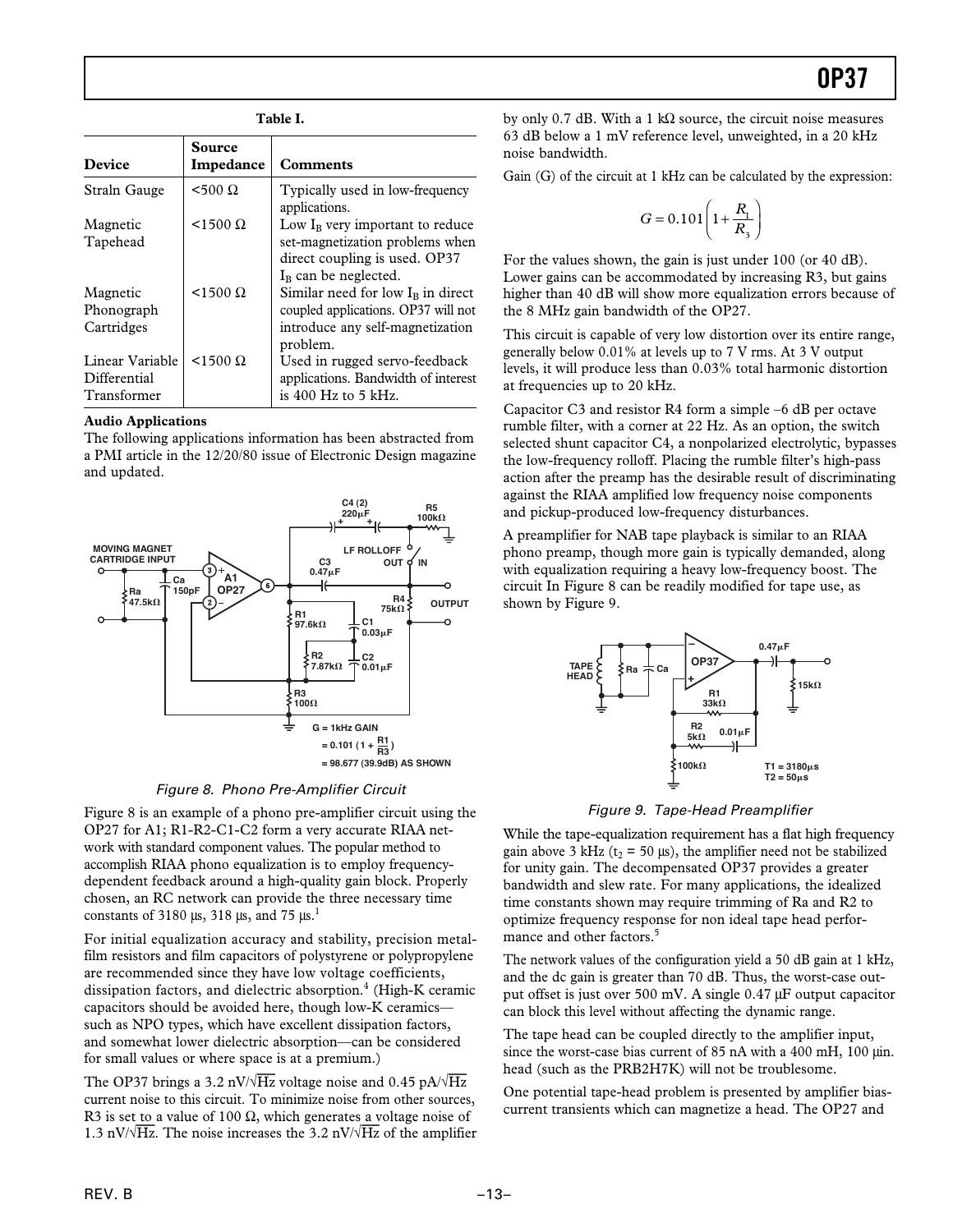**Table I.**

| Device | Source Impedance | Comments |
|---|---|---|
| Straln Gauge | <500 Ω | Typically used in low-frequency applications. |
| Magnetic Tapehead | <1500 Ω | Low $I_B$ very important to reduce set-magnetization problems when direct coupling is used. OP37 $I_B$ can be neglected. |
| Magnetic Phonograph Cartridges | <1500 Ω | Similar need for low $I_B$ in direct coupled applications. OP37 will not introduce any self-magnetization problem. |
| Linear Variable Differential Transformer | <1500 Ω | Used in rugged servo-feedback applications. Bandwidth of interest is 400 Hz to 5 kHz. |

**Audio Applications**

The following applications information has been abstracted from a PMI article in the 12/20/80 issue of Electronic Design magazine and updated.

*Figure 8. Phono Pre-Amplifier Circuit*

Figure 8 is an example of a phono pre-amplifier circuit using the OP27 for A1; R1-R2-C1-C2 form a very accurate RIAA network with standard component values. The popular method to accomplish RIAA phono equalization is to employ frequency-dependent feedback around a high-quality gain block. Properly chosen, an RC network can provide the three necessary time constants of 3180 µs, 318 µs, and 75 µs.[1]

For initial equalization accuracy and stability, precision metal-film resistors and film capacitors of polystyrene or polypropylene are recommended since they have low voltage coefficients, dissipation factors, and dielectric absorption.[4] (High-K ceramic capacitors should be avoided here, though low-K ceramics—such as NPO types, which have excellent dissipation factors, and somewhat lower dielectric absorption—can be considered for small values or where space is at a premium.)

The OP37 brings a 3.2 nV/√Hz voltage noise and 0.45 pA/√Hz current noise to this circuit. To minimize noise from other sources, R3 is set to a value of 100 Ω, which generates a voltage noise of 1.3 nV/√Hz. The noise increases the 3.2 nV/√Hz of the amplifier by only 0.7 dB. With a 1 kΩ source, the circuit noise measures 63 dB below a 1 mV reference level, unweighted, in a 20 kHz noise bandwidth.

Gain (G) of the circuit at 1 kHz can be calculated by the expression:

$$G = 0.101\left(1 + \frac{R_1}{R_3}\right)$$

For the values shown, the gain is just under 100 (or 40 dB). Lower gains can be accommodated by increasing R3, but gains higher than 40 dB will show more equalization errors because of the 8 MHz gain bandwidth of the OP27.

This circuit is capable of very low distortion over its entire range, generally below 0.01% at levels up to 7 V rms. At 3 V output levels, it will produce less than 0.03% total harmonic distortion at frequencies up to 20 kHz.

Capacitor C3 and resistor R4 form a simple –6 dB per octave rumble filter, with a corner at 22 Hz. As an option, the switch selected shunt capacitor C4, a nonpolarized electrolytic, bypasses the low-frequency rolloff. Placing the rumble filter's high-pass action after the preamp has the desirable result of discriminating against the RIAA amplified low frequency noise components and pickup-produced low-frequency disturbances.

A preamplifier for NAB tape playback is similar to an RIAA phono preamp, though more gain is typically demanded, along with equalization requiring a heavy low-frequency boost. The circuit In Figure 8 can be readily modified for tape use, as shown by Figure 9.

*Figure 9. Tape-Head Preamplifier*

While the tape-equalization requirement has a flat high frequency gain above 3 kHz ($t_2$ = 50 µs), the amplifier need not be stabilized for unity gain. The decompensated OP37 provides a greater bandwidth and slew rate. For many applications, the idealized time constants shown may require trimming of Ra and R2 to optimize frequency response for non ideal tape head performance and other factors.[5]

The network values of the configuration yield a 50 dB gain at 1 kHz, and the dc gain is greater than 70 dB. Thus, the worst-case output offset is just over 500 mV. A single 0.47 µF output capacitor can block this level without affecting the dynamic range.

The tape head can be coupled directly to the amplifier input, since the worst-case bias current of 85 nA with a 400 mH, 100 µin. head (such as the PRB2H7K) will not be troublesome.

One potential tape-head problem is presented by amplifier bias-current transients which can magnetize a head. The OP27 and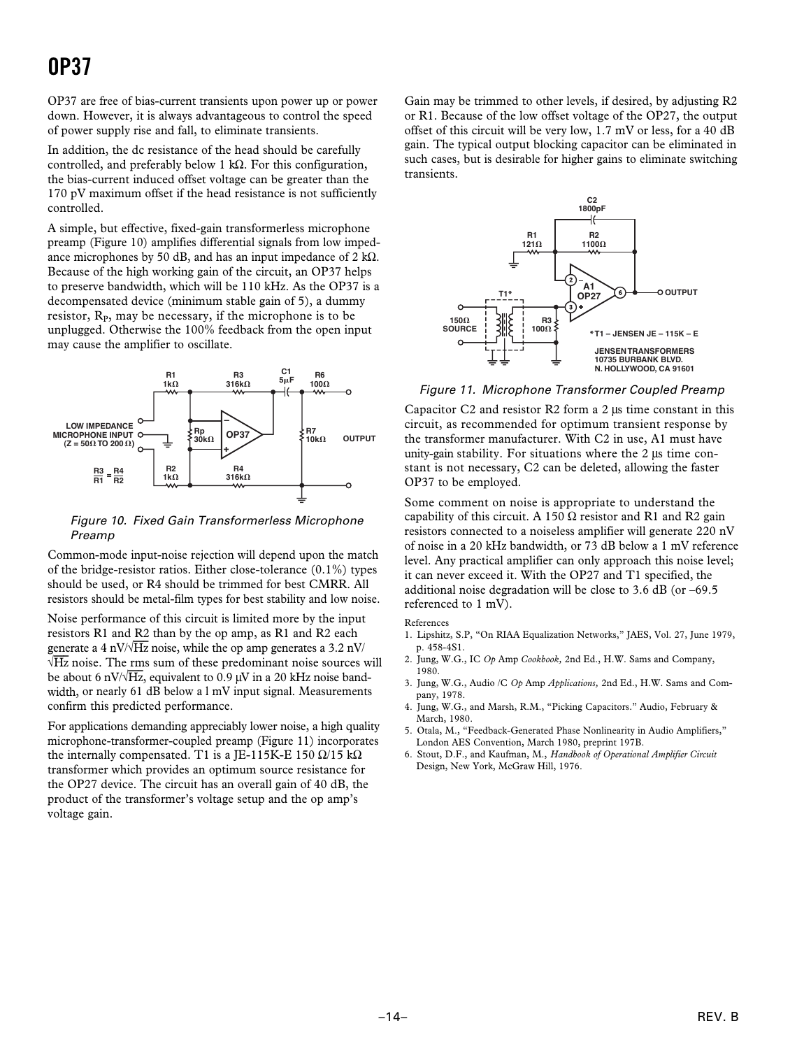OP37 are free of bias-current transients upon power up or power down. However, it is always advantageous to control the speed of power supply rise and fall, to eliminate transients.

In addition, the dc resistance of the head should be carefully controlled, and preferably below 1 kΩ. For this configuration, the bias-current induced offset voltage can be greater than the 170 pV maximum offset if the head resistance is not sufficiently controlled.

A simple, but effective, fixed-gain transformerless microphone preamp (Figure 10) amplifies differential signals from low impedance microphones by 50 dB, and has an input impedance of 2 kΩ. Because of the high working gain of the circuit, an OP37 helps to preserve bandwidth, which will be 110 kHz. As the OP37 is a decompensated device (minimum stable gain of 5), a dummy resistor, $R_P$, may be necessary, if the microphone is to be unplugged. Otherwise the 100% feedback from the open input may cause the amplifier to oscillate.

*Figure 10. Fixed Gain Transformerless Microphone Preamp*

Common-mode input-noise rejection will depend upon the match of the bridge-resistor ratios. Either close-tolerance (0.1%) types should be used, or R4 should be trimmed for best CMRR. All resistors should be metal-film types for best stability and low noise.

Noise performance of this circuit is limited more by the input resistors R1 and R2 than by the op amp, as R1 and R2 each generate a 4 nV/$\sqrt{\text{Hz}}$ noise, while the op amp generates a 3.2 nV/$\sqrt{\text{Hz}}$ noise. The rms sum of these predominant noise sources will be about 6 nV/$\sqrt{\text{Hz}}$, equivalent to 0.9 µV in a 20 kHz noise bandwidth, or nearly 61 dB below a l mV input signal. Measurements confirm this predicted performance.

For applications demanding appreciably lower noise, a high quality microphone-transformer-coupled preamp (Figure 11) incorporates the internally compensated. T1 is a JE-115K-E 150 Ω/15 kΩ transformer which provides an optimum source resistance for the OP27 device. The circuit has an overall gain of 40 dB, the product of the transformer's voltage setup and the op amp's voltage gain.

Gain may be trimmed to other levels, if desired, by adjusting R2 or R1. Because of the low offset voltage of the OP27, the output offset of this circuit will be very low, 1.7 mV or less, for a 40 dB gain. The typical output blocking capacitor can be eliminated in such cases, but is desirable for higher gains to eliminate switching transients.

*Figure 11. Microphone Transformer Coupled Preamp*

Capacitor C2 and resistor R2 form a 2 µs time constant in this circuit, as recommended for optimum transient response by the transformer manufacturer. With C2 in use, A1 must have unity-gain stability. For situations where the 2 µs time constant is not necessary, C2 can be deleted, allowing the faster OP37 to be employed.

Some comment on noise is appropriate to understand the capability of this circuit. A 150 Ω resistor and R1 and R2 gain resistors connected to a noiseless amplifier will generate 220 nV of noise in a 20 kHz bandwidth, or 73 dB below a 1 mV reference level. Any practical amplifier can only approach this noise level; it can never exceed it. With the OP27 and T1 specified, the additional noise degradation will be close to 3.6 dB (or –69.5 referenced to 1 mV).

References

1. Lipshitz, S.P, "On RIAA Equalization Networks," JAES, Vol. 27, June 1979, p. 458-4S1.
2. Jung, W.G., IC *Op* Amp *Cookbook,* 2nd Ed., H.W. Sams and Company, 1980.
3. Jung, W.G., Audio /C *Op* Amp *Applications,* 2nd Ed., H.W. Sams and Company, 1978.
4. Jung, W.G., and Marsh, R.M., "Picking Capacitors." Audio, February & March, 1980.
5. Otala, M., "Feedback-Generated Phase Nonlinearity in Audio Amplifiers," London AES Convention, March 1980, preprint 197B.
6. Stout, D.F., and Kaufman, M., *Handbook of Operational Amplifier Circuit* Design, New York, McGraw Hill, 1976.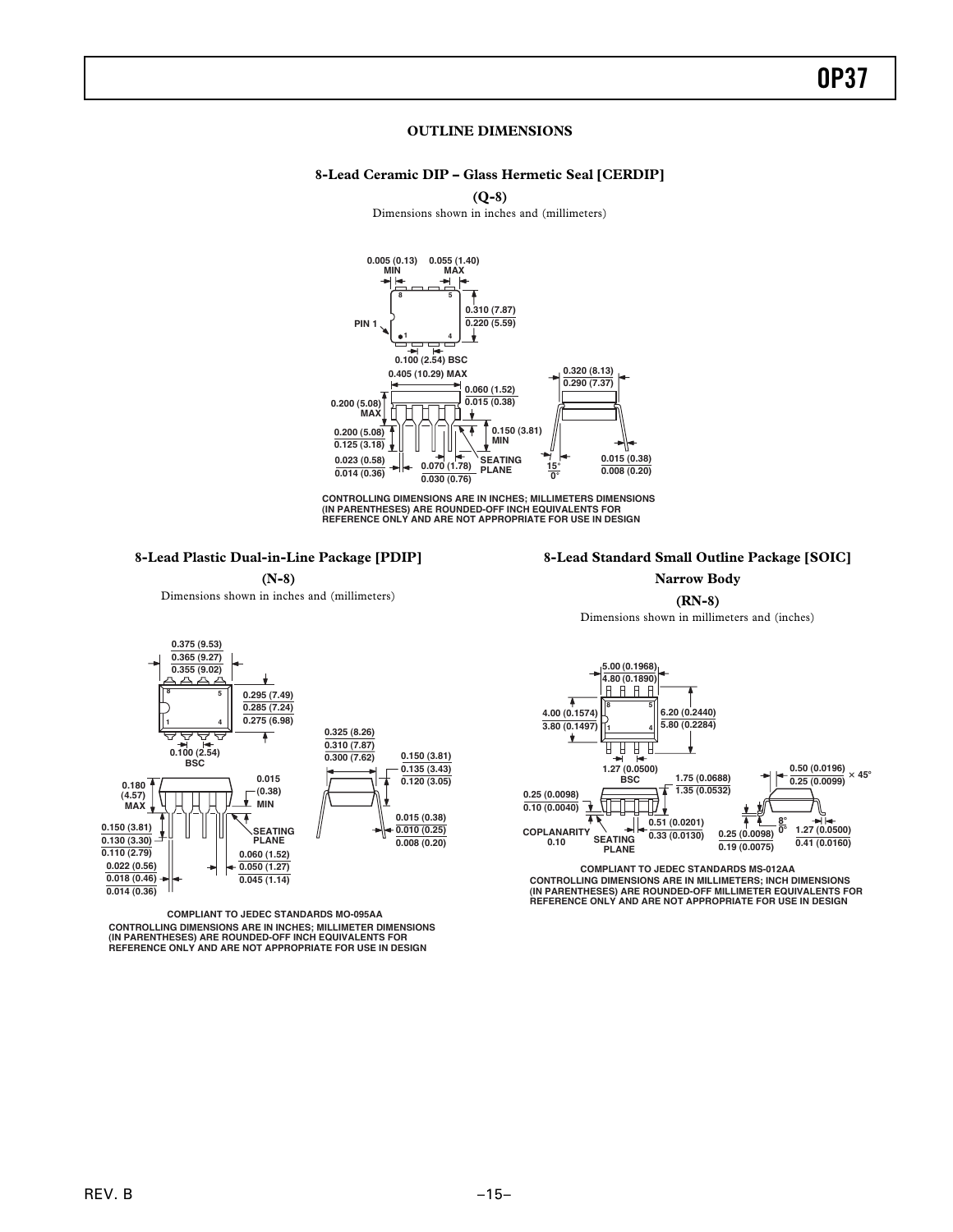## OUTLINE DIMENSIONS

### 8-Lead Ceramic DIP – Glass Hermetic Seal [CERDIP]

**(Q-8)**

Dimensions shown in inches and (millimeters)

0.005 (0.13) MIN
0.055 (1.40) MAX
PIN 1
0.310 (7.87)
0.220 (5.59)
0.100 (2.54) BSC
0.405 (10.29) MAX
0.320 (8.13)
0.290 (7.37)
0.060 (1.52)
0.015 (0.38)
0.200 (5.08) MAX
0.200 (5.08)
0.125 (3.18)
0.150 (3.81) MIN
0.023 (0.58)
0.014 (0.36)
0.070 (1.78)
0.030 (0.76)
SEATING PLANE
15°
0°
0.015 (0.38)
0.008 (0.20)

CONTROLLING DIMENSIONS ARE IN INCHES; MILLIMETERS DIMENSIONS (IN PARENTHESES) ARE ROUNDED-OFF INCH EQUIVALENTS FOR REFERENCE ONLY AND ARE NOT APPROPRIATE FOR USE IN DESIGN

### 8-Lead Plastic Dual-in-Line Package [PDIP]

**(N-8)**

Dimensions shown in inches and (millimeters)

0.375 (9.53)
0.365 (9.27)
0.355 (9.02)
0.295 (7.49)
0.285 (7.24)
0.275 (6.98)
0.100 (2.54) BSC
0.325 (8.26)
0.310 (7.87)
0.300 (7.62)
0.150 (3.81)
0.135 (3.43)
0.120 (3.05)
0.180 (4.57) MAX
0.015 (0.38) MIN
0.150 (3.81)
0.130 (3.30)
0.110 (2.79)
SEATING PLANE
0.015 (0.38)
0.010 (0.25)
0.008 (0.20)
0.022 (0.56)
0.018 (0.46)
0.014 (0.36)
0.060 (1.52)
0.050 (1.27)
0.045 (1.14)

COMPLIANT TO JEDEC STANDARDS MO-095AA
CONTROLLING DIMENSIONS ARE IN INCHES; MILLIMETER DIMENSIONS (IN PARENTHESES) ARE ROUNDED-OFF INCH EQUIVALENTS FOR REFERENCE ONLY AND ARE NOT APPROPRIATE FOR USE IN DESIGN

### 8-Lead Standard Small Outline Package [SOIC]

**Narrow Body**

**(RN-8)**

Dimensions shown in millimeters and (inches)

5.00 (0.1968)
4.80 (0.1890)
4.00 (0.1574)
3.80 (0.1497)
6.20 (0.2440)
5.80 (0.2284)
1.27 (0.0500) BSC
1.75 (0.0688)
1.35 (0.0532)
0.50 (0.0196)
0.25 (0.0099) × 45°
0.25 (0.0098)
0.10 (0.0040)
COPLANARITY 0.10
SEATING PLANE
0.51 (0.0201)
0.33 (0.0130)
8°
0°
0.25 (0.0098)
0.19 (0.0075)
1.27 (0.0500)
0.41 (0.0160)

COMPLIANT TO JEDEC STANDARDS MS-012AA
CONTROLLING DIMENSIONS ARE IN MILLIMETERS; INCH DIMENSIONS (IN PARENTHESES) ARE ROUNDED-OFF MILLIMETER EQUIVALENTS FOR REFERENCE ONLY AND ARE NOT APPROPRIATE FOR USE IN DESIGN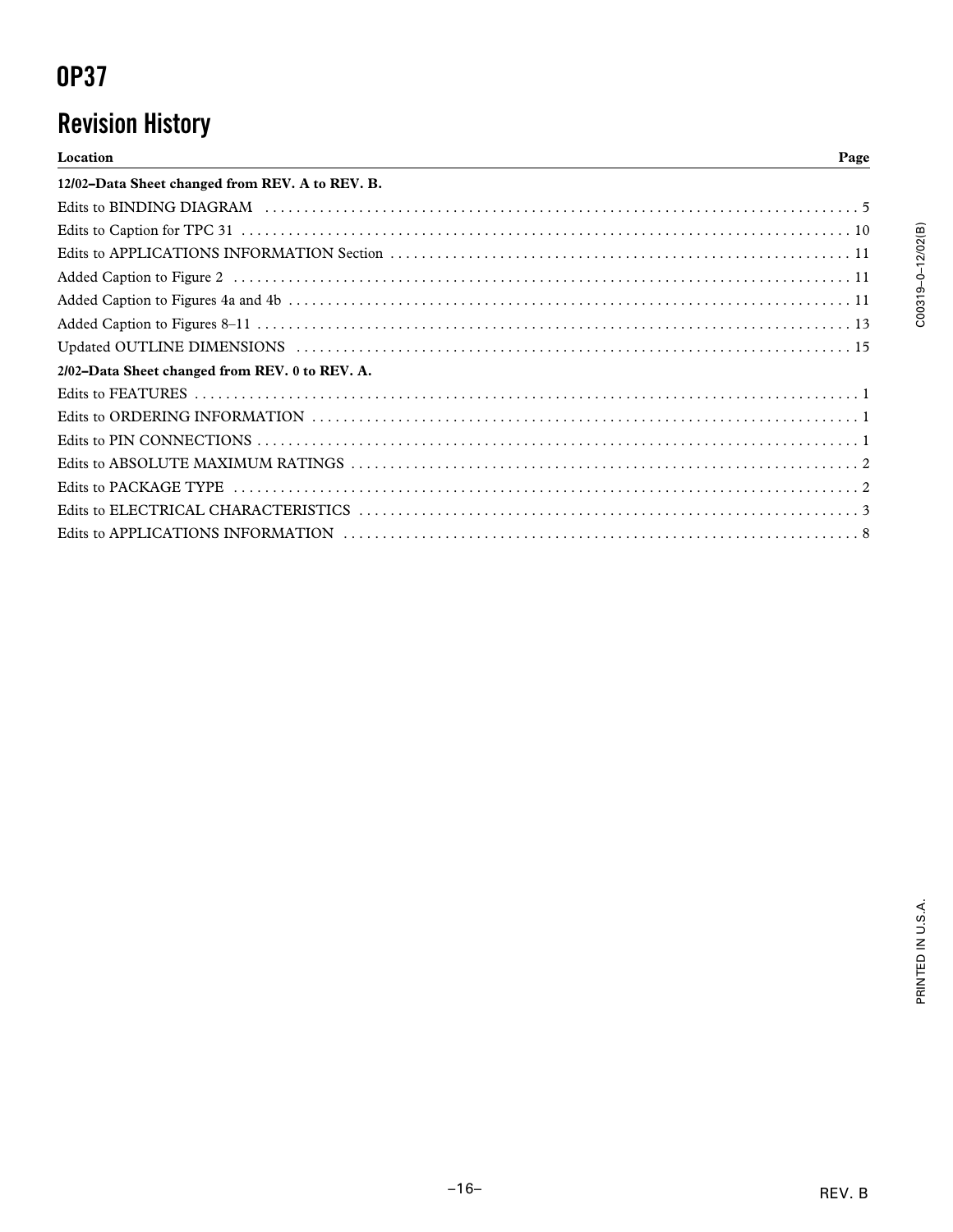# Revision History

| Location | Page |
|---|---|
| **12/02–Data Sheet changed from REV. A to REV. B.** | |
| Edits to BINDING DIAGRAM | 5 |
| Edits to Caption for TPC 31 | 10 |
| Edits to APPLICATIONS INFORMATION Section | 11 |
| Added Caption to Figure 2 | 11 |
| Added Caption to Figures 4a and 4b | 11 |
| Added Caption to Figures 8–11 | 13 |
| Updated OUTLINE DIMENSIONS | 15 |
| **2/02–Data Sheet changed from REV. 0 to REV. A.** | |
| Edits to FEATURES | 1 |
| Edits to ORDERING INFORMATION | 1 |
| Edits to PIN CONNECTIONS | 1 |
| Edits to ABSOLUTE MAXIMUM RATINGS | 2 |
| Edits to PACKAGE TYPE | 2 |
| Edits to ELECTRICAL CHARACTERISTICS | 3 |
| Edits to APPLICATIONS INFORMATION | 8 |

C00319–0–12/02(B)

PRINTED IN U.S.A.